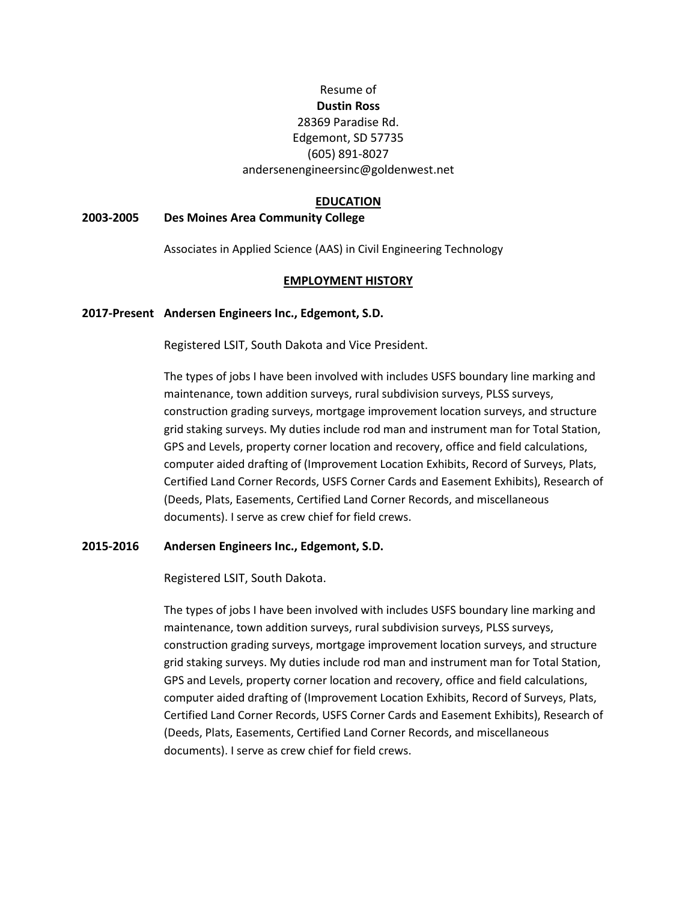Resume of

**Dustin Ross**

28369 Paradise Rd.

Edgemont, SD 57735

(605) 891-8027

andersenengineersinc@goldenwest.net

## EDUCATION

**2003-2005 Des Moines Area Community College**

Associates in Applied Science (AAS) in Civil Engineering Technology

## EMPLOYMENT HISTORY

**2017-Present Andersen Engineers Inc., Edgemont, S.D.**

Registered LSIT, South Dakota and Vice President.

The types of jobs I have been involved with includes USFS boundary line marking and maintenance, town addition surveys, rural subdivision surveys, PLSS surveys, construction grading surveys, mortgage improvement location surveys, and structure grid staking surveys. My duties include rod man and instrument man for Total Station, GPS and Levels, property corner location and recovery, office and field calculations, computer aided drafting of (Improvement Location Exhibits, Record of Surveys, Plats, Certified Land Corner Records, USFS Corner Cards and Easement Exhibits), Research of (Deeds, Plats, Easements, Certified Land Corner Records, and miscellaneous documents). I serve as crew chief for field crews.

**2015-2016 Andersen Engineers Inc., Edgemont, S.D.**

Registered LSIT, South Dakota.

The types of jobs I have been involved with includes USFS boundary line marking and maintenance, town addition surveys, rural subdivision surveys, PLSS surveys, construction grading surveys, mortgage improvement location surveys, and structure grid staking surveys. My duties include rod man and instrument man for Total Station, GPS and Levels, property corner location and recovery, office and field calculations, computer aided drafting of (Improvement Location Exhibits, Record of Surveys, Plats, Certified Land Corner Records, USFS Corner Cards and Easement Exhibits), Research of (Deeds, Plats, Easements, Certified Land Corner Records, and miscellaneous documents). I serve as crew chief for field crews.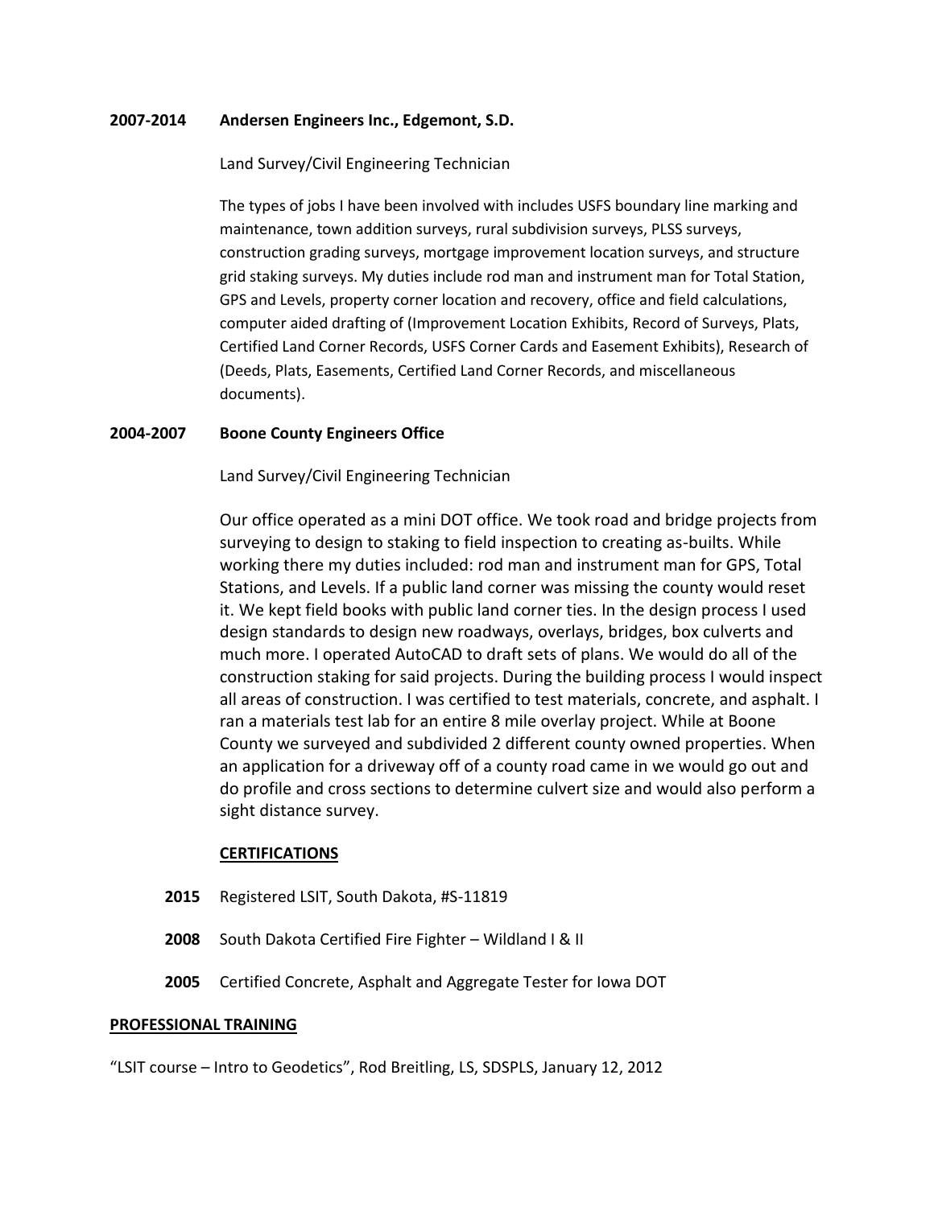**2007-2014 Andersen Engineers Inc., Edgemont, S.D.**

Land Survey/Civil Engineering Technician

The types of jobs I have been involved with includes USFS boundary line marking and maintenance, town addition surveys, rural subdivision surveys, PLSS surveys, construction grading surveys, mortgage improvement location surveys, and structure grid staking surveys. My duties include rod man and instrument man for Total Station, GPS and Levels, property corner location and recovery, office and field calculations, computer aided drafting of (Improvement Location Exhibits, Record of Surveys, Plats, Certified Land Corner Records, USFS Corner Cards and Easement Exhibits), Research of (Deeds, Plats, Easements, Certified Land Corner Records, and miscellaneous documents).

**2004-2007 Boone County Engineers Office**

Land Survey/Civil Engineering Technician

Our office operated as a mini DOT office. We took road and bridge projects from surveying to design to staking to field inspection to creating as-builts. While working there my duties included: rod man and instrument man for GPS, Total Stations, and Levels. If a public land corner was missing the county would reset it. We kept field books with public land corner ties. In the design process I used design standards to design new roadways, overlays, bridges, box culverts and much more. I operated AutoCAD to draft sets of plans. We would do all of the construction staking for said projects. During the building process I would inspect all areas of construction. I was certified to test materials, concrete, and asphalt. I ran a materials test lab for an entire 8 mile overlay project. While at Boone County we surveyed and subdivided 2 different county owned properties. When an application for a driveway off of a county road came in we would go out and do profile and cross sections to determine culvert size and would also perform a sight distance survey.

**<u>CERTIFICATIONS</u>**

**2015** Registered LSIT, South Dakota, #S-11819

**2008** South Dakota Certified Fire Fighter – Wildland I & II

**2005** Certified Concrete, Asphalt and Aggregate Tester for Iowa DOT

**<u>PROFESSIONAL TRAINING</u>**

“LSIT course – Intro to Geodetics”, Rod Breitling, LS, SDSPLS, January 12, 2012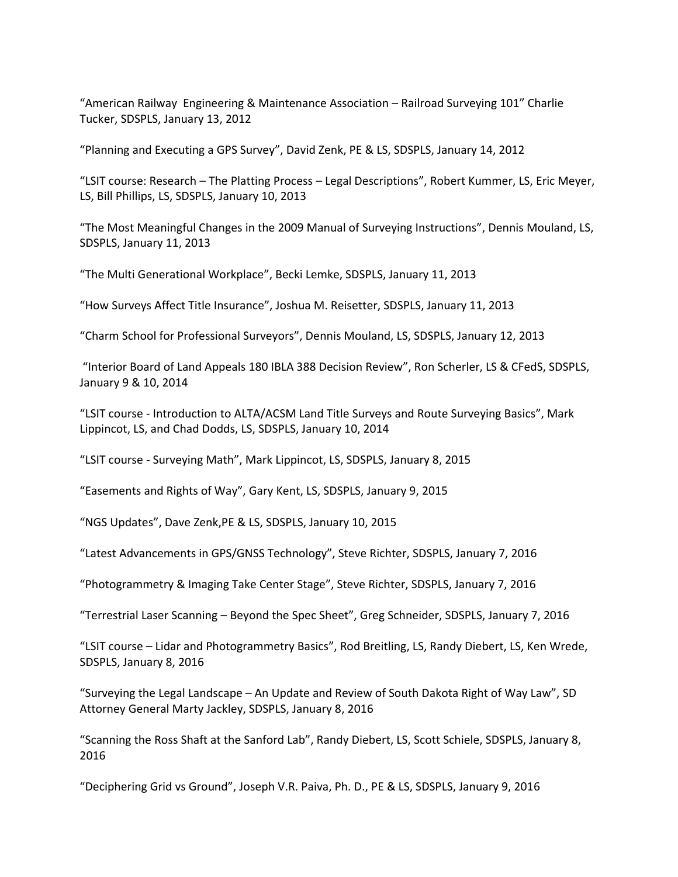"American Railway Engineering & Maintenance Association – Railroad Surveying 101" Charlie Tucker, SDSPLS, January 13, 2012

"Planning and Executing a GPS Survey", David Zenk, PE & LS, SDSPLS, January 14, 2012

"LSIT course: Research – The Platting Process – Legal Descriptions", Robert Kummer, LS, Eric Meyer, LS, Bill Phillips, LS, SDSPLS, January 10, 2013

"The Most Meaningful Changes in the 2009 Manual of Surveying Instructions", Dennis Mouland, LS, SDSPLS, January 11, 2013

"The Multi Generational Workplace", Becki Lemke, SDSPLS, January 11, 2013

"How Surveys Affect Title Insurance", Joshua M. Reisetter, SDSPLS, January 11, 2013

"Charm School for Professional Surveyors", Dennis Mouland, LS, SDSPLS, January 12, 2013

"Interior Board of Land Appeals 180 IBLA 388 Decision Review", Ron Scherler, LS & CFedS, SDSPLS, January 9 & 10, 2014

"LSIT course - Introduction to ALTA/ACSM Land Title Surveys and Route Surveying Basics", Mark Lippincot, LS, and Chad Dodds, LS, SDSPLS, January 10, 2014

"LSIT course - Surveying Math", Mark Lippincot, LS, SDSPLS, January 8, 2015

"Easements and Rights of Way", Gary Kent, LS, SDSPLS, January 9, 2015

"NGS Updates", Dave Zenk,PE & LS, SDSPLS, January 10, 2015

"Latest Advancements in GPS/GNSS Technology", Steve Richter, SDSPLS, January 7, 2016

"Photogrammetry & Imaging Take Center Stage", Steve Richter, SDSPLS, January 7, 2016

"Terrestrial Laser Scanning – Beyond the Spec Sheet", Greg Schneider, SDSPLS, January 7, 2016

"LSIT course – Lidar and Photogrammetry Basics", Rod Breitling, LS, Randy Diebert, LS, Ken Wrede, SDSPLS, January 8, 2016

"Surveying the Legal Landscape – An Update and Review of South Dakota Right of Way Law", SD Attorney General Marty Jackley, SDSPLS, January 8, 2016

"Scanning the Ross Shaft at the Sanford Lab", Randy Diebert, LS, Scott Schiele, SDSPLS, January 8, 2016

"Deciphering Grid vs Ground", Joseph V.R. Paiva, Ph. D., PE & LS, SDSPLS, January 9, 2016